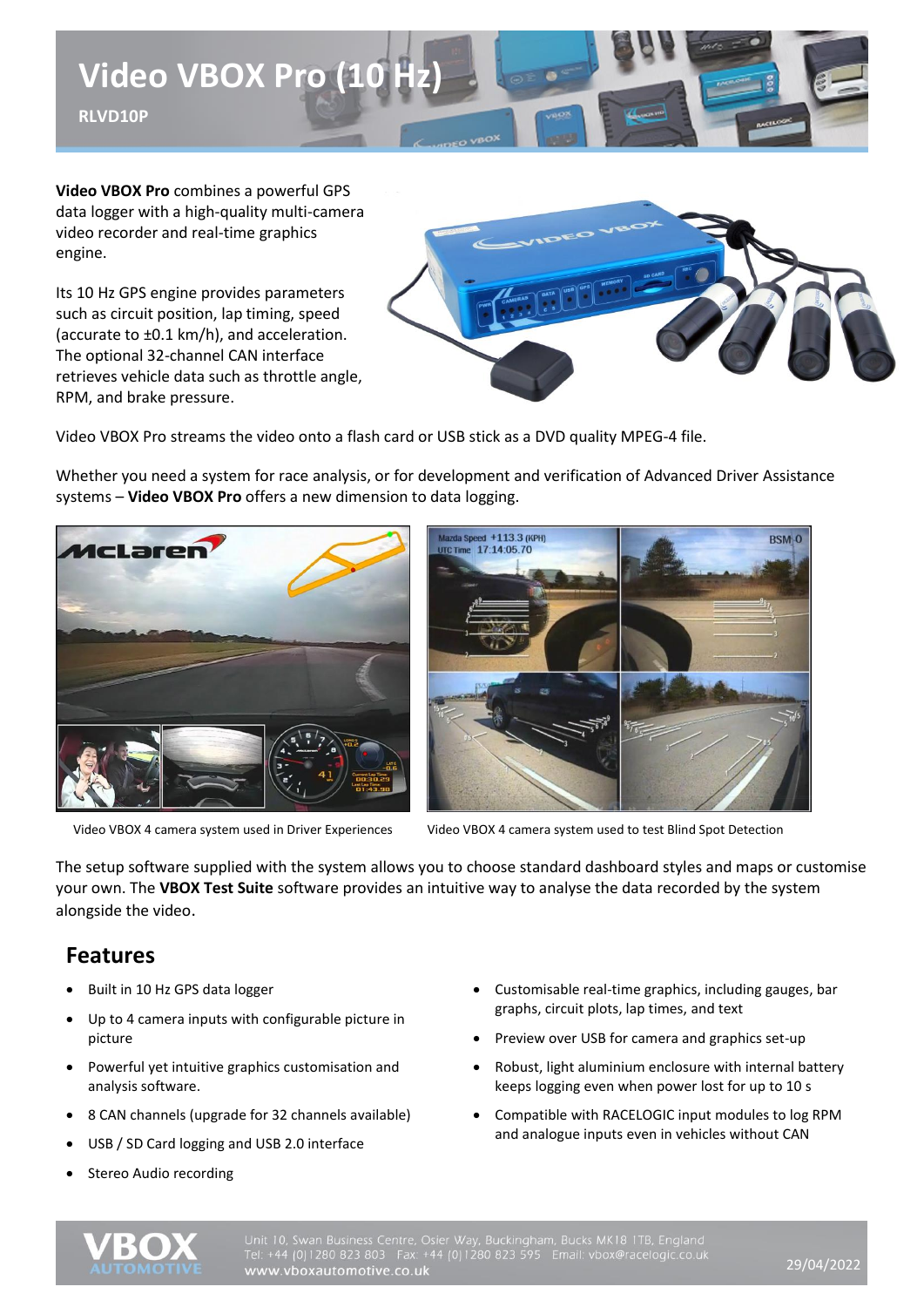# Video VBOX Pro (10 Hz)

**RLVD10P**

**Video VBOX Pro** combines a powerful GPS data logger with a high-quality multi-camera video recorder and real-time graphics engine.

Its 10 Hz GPS engine provides parameters such as circuit position, lap timing, speed (accurate to ±0.1 km/h), and acceleration. The optional 32-channel CAN interface retrieves vehicle data such as throttle angle, RPM, and brake pressure.

Video VBOX Pro streams the video onto a flash card or USB stick as a DVD quality MPEG-4 file.

Whether you need a system for race analysis, or for development and verification of Advanced Driver Assistance systems – **Video VBOX Pro** offers a new dimension to data logging.

Video VBOX 4 camera system used in Driver Experiences

Video VBOX 4 camera system used to test Blind Spot Detection

The setup software supplied with the system allows you to choose standard dashboard styles and maps or customise your own. The **VBOX Test Suite** software provides an intuitive way to analyse the data recorded by the system alongside the video.

## Features

- Built in 10 Hz GPS data logger
- Up to 4 camera inputs with configurable picture in picture
- Powerful yet intuitive graphics customisation and analysis software.
- 8 CAN channels (upgrade for 32 channels available)
- USB / SD Card logging and USB 2.0 interface
- Stereo Audio recording
- Customisable real-time graphics, including gauges, bar graphs, circuit plots, lap times, and text
- Preview over USB for camera and graphics set-up
- Robust, light aluminium enclosure with internal battery keeps logging even when power lost for up to 10 s
- Compatible with RACELOGIC input modules to log RPM and analogue inputs even in vehicles without CAN

Unit 10, Swan Business Centre, Osier Way, Buckingham, Bucks MK18 1TB, England
Tel: +44 (0)1280 823 803 Fax: +44 (0)1280 823 595 Email: vbox@racelogic.co.uk
www.vboxautomotive.co.uk

29/04/2022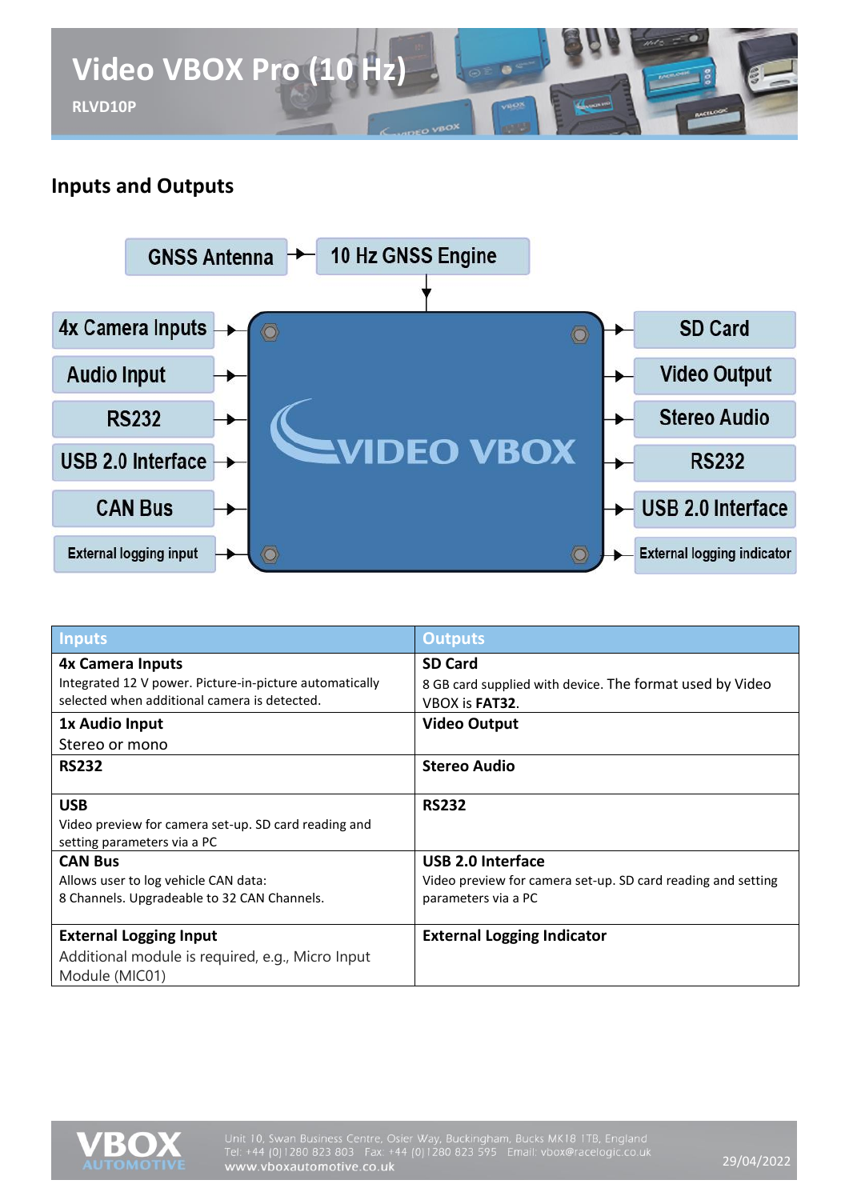## Inputs and Outputs

GNSS Antenna → 10 Hz GNSS Engine

4x Camera Inputs
Audio Input
RS232
USB 2.0 Interface
CAN Bus
External logging input

VIDEO VBOX

SD Card
Video Output
Stereo Audio
RS232
USB 2.0 Interface
External logging indicator

| Inputs | Outputs |
|---|---|
| **4x Camera Inputs**<br>Integrated 12 V power. Picture-in-picture automatically selected when additional camera is detected. | **SD Card**<br>8 GB card supplied with device. The format used by Video VBOX is **FAT32**. |
| **1x Audio Input**<br>Stereo or mono | **Video Output** |
| **RS232** | **Stereo Audio** |
| **USB**<br>Video preview for camera set-up. SD card reading and setting parameters via a PC | **RS232** |
| **CAN Bus**<br>Allows user to log vehicle CAN data:<br>8 Channels. Upgradeable to 32 CAN Channels. | **USB 2.0 Interface**<br>Video preview for camera set-up. SD card reading and setting parameters via a PC |
| **External Logging Input**<br>Additional module is required, e.g., Micro Input Module (MIC01) | **External Logging Indicator** |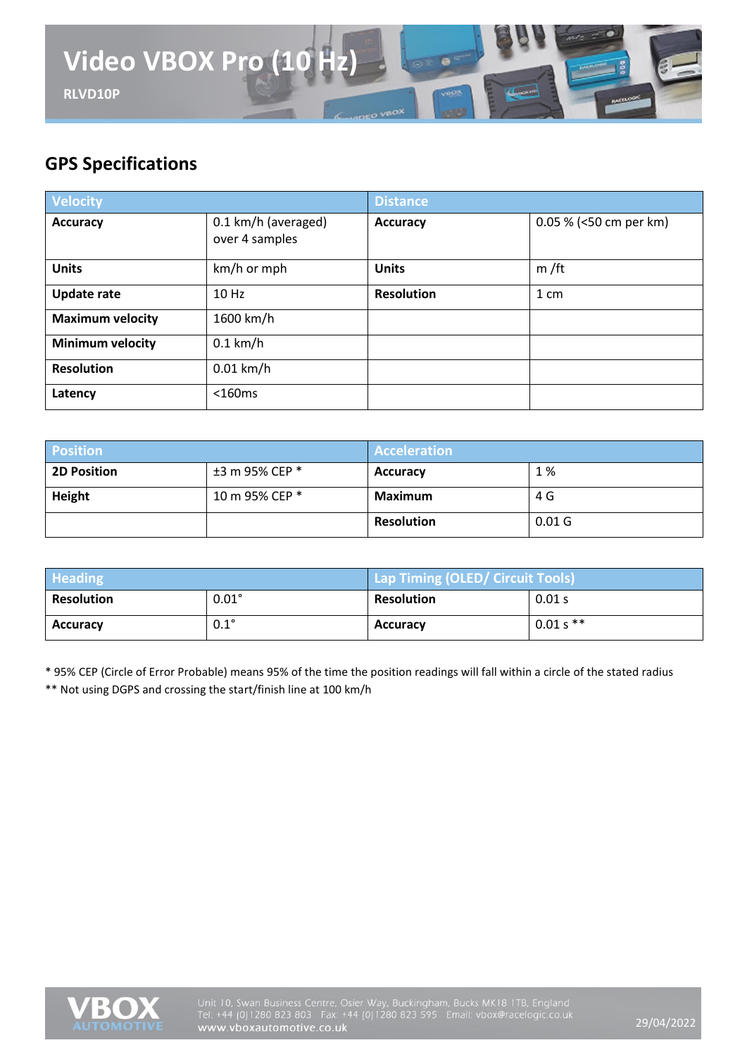# Video VBOX Pro (10 Hz)

**RLVD10P**

## GPS Specifications

| Velocity | | Distance | |
|---|---|---|---|
| **Accuracy** | 0.1 km/h (averaged) over 4 samples | **Accuracy** | 0.05 % (<50 cm per km) |
| **Units** | km/h or mph | **Units** | m /ft |
| **Update rate** | 10 Hz | **Resolution** | 1 cm |
| **Maximum velocity** | 1600 km/h | | |
| **Minimum velocity** | 0.1 km/h | | |
| **Resolution** | 0.01 km/h | | |
| **Latency** | <160ms | | |

| Position | | Acceleration | |
|---|---|---|---|
| **2D Position** | ±3 m 95% CEP * | **Accuracy** | 1 % |
| **Height** | 10 m 95% CEP * | **Maximum** | 4 G |
| | | **Resolution** | 0.01 G |

| Heading | | Lap Timing (OLED/ Circuit Tools) | |
|---|---|---|---|
| **Resolution** | 0.01° | **Resolution** | 0.01 s |
| **Accuracy** | 0.1° | **Accuracy** | 0.01 s ** |

\* 95% CEP (Circle of Error Probable) means 95% of the time the position readings will fall within a circle of the stated radius

** Not using DGPS and crossing the start/finish line at 100 km/h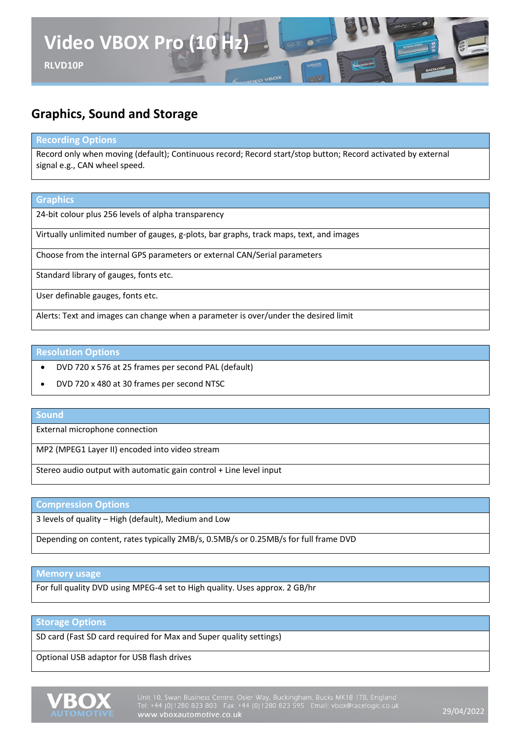## Graphics, Sound and Storage

| Recording Options |
|---|
| Record only when moving (default); Continuous record; Record start/stop button; Record activated by external signal e.g., CAN wheel speed. |

| Graphics |
|---|
| 24-bit colour plus 256 levels of alpha transparency |
| Virtually unlimited number of gauges, g-plots, bar graphs, track maps, text, and images |
| Choose from the internal GPS parameters or external CAN/Serial parameters |
| Standard library of gauges, fonts etc. |
| User definable gauges, fonts etc. |
| Alerts: Text and images can change when a parameter is over/under the desired limit |

**Resolution Options**

- DVD 720 x 576 at 25 frames per second PAL (default)
- DVD 720 x 480 at 30 frames per second NTSC

| Sound |
|---|
| External microphone connection |
| MP2 (MPEG1 Layer II) encoded into video stream |
| Stereo audio output with automatic gain control + Line level input |

| Compression Options |
|---|
| 3 levels of quality – High (default), Medium and Low |
| Depending on content, rates typically 2MB/s, 0.5MB/s or 0.25MB/s for full frame DVD |

| Memory usage |
|---|
| For full quality DVD using MPEG-4 set to High quality. Uses approx. 2 GB/hr |

| Storage Options |
|---|
| SD card (Fast SD card required for Max and Super quality settings) |
| Optional USB adaptor for USB flash drives |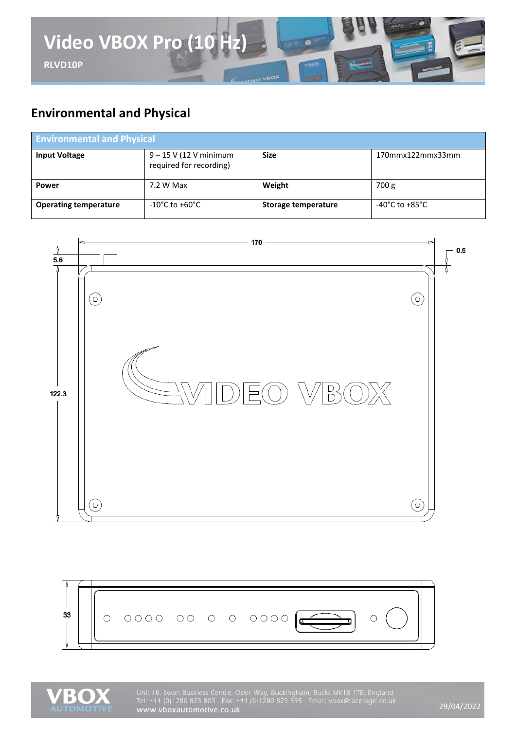## Environmental and Physical

| Environmental and Physical | | | |
|---|---|---|---|
| **Input Voltage** | 9 – 15 V (12 V minimum required for recording) | **Size** | 170mmx122mmx33mm |
| **Power** | 7.2 W Max | **Weight** | 700 g |
| **Operating temperature** | -10°C to +60°C | **Storage temperature** | -40°C to +85°C |

170

0.5

5.6

122.3

VIDEO VBOX

33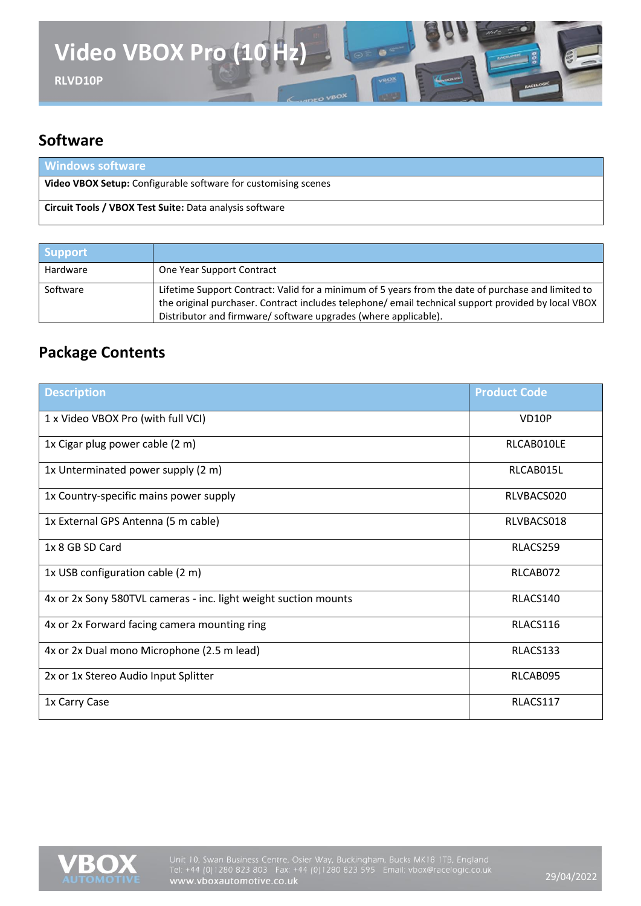# Video VBOX Pro (10 Hz)

**RLVD10P**

## Software

| Windows software |
|---|
| **Video VBOX Setup:** Configurable software for customising scenes |
| **Circuit Tools / VBOX Test Suite:** Data analysis software |

| Support | |
|---|---|
| Hardware | One Year Support Contract |
| Software | Lifetime Support Contract: Valid for a minimum of 5 years from the date of purchase and limited to the original purchaser. Contract includes telephone/ email technical support provided by local VBOX Distributor and firmware/ software upgrades (where applicable). |

## Package Contents

| Description | Product Code |
|---|---|
| 1 x Video VBOX Pro (with full VCI) | VD10P |
| 1x Cigar plug power cable (2 m) | RLCAB010LE |
| 1x Unterminated power supply (2 m) | RLCAB015L |
| 1x Country-specific mains power supply | RLVBACS020 |
| 1x External GPS Antenna (5 m cable) | RLVBACS018 |
| 1x 8 GB SD Card | RLACS259 |
| 1x USB configuration cable (2 m) | RLCAB072 |
| 4x or 2x Sony 580TVL cameras - inc. light weight suction mounts | RLACS140 |
| 4x or 2x Forward facing camera mounting ring | RLACS116 |
| 4x or 2x Dual mono Microphone (2.5 m lead) | RLACS133 |
| 2x or 1x Stereo Audio Input Splitter | RLCAB095 |
| 1x Carry Case | RLACS117 |

VBOX AUTOMOTIVE

Unit 10, Swan Business Centre, Osier Way, Buckingham, Bucks MK18 1TB, England
Tel: +44 (0)1280 823 803 Fax: +44 (0)1280 823 595 Email: vbox@racelogic.co.uk
www.vboxautomotive.co.uk

29/04/2022